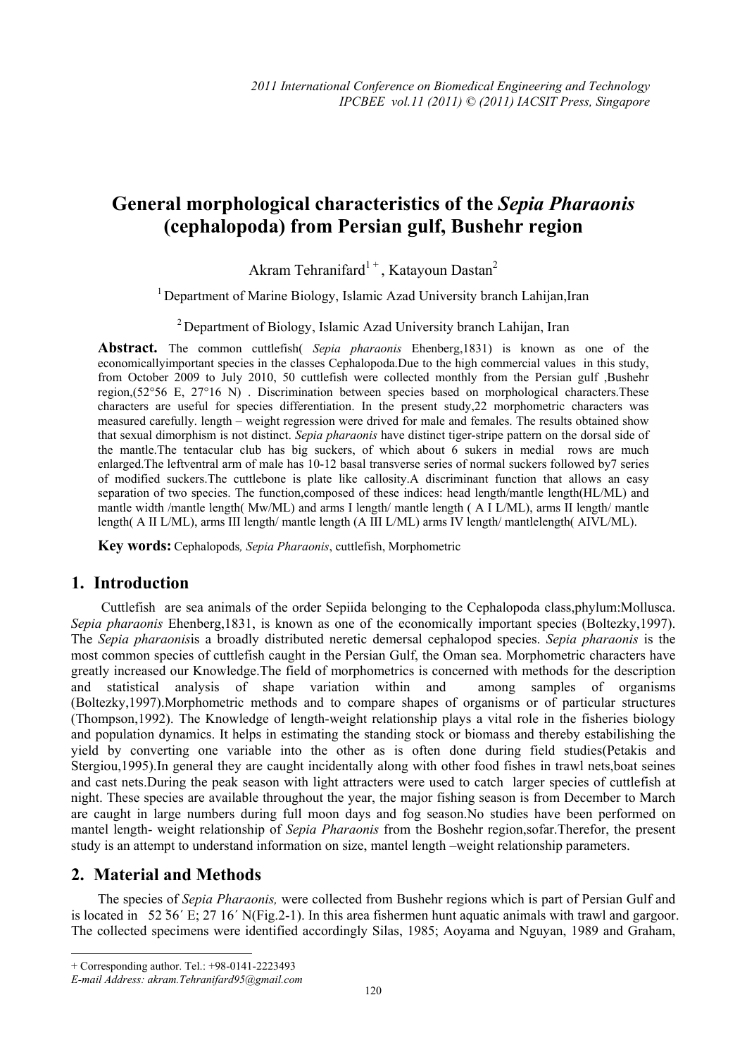# General morphological characteristics of the *Sepia Pharaonis* (cephalopoda) from Persian gulf, Bushehr region

Akram Tehranifard[1 +], Katayoun Dastan[2]

[1] Department of Marine Biology, Islamic Azad University branch Lahijan,Iran

[2] Department of Biology, Islamic Azad University branch Lahijan, Iran

**Abstract.** The common cuttlefish( *Sepia pharaonis* Ehenberg,1831) is known as one of the economicallyimportant species in the classes Cephalopoda.Due to the high commercial values in this study, from October 2009 to July 2010, 50 cuttlefish were collected monthly from the Persian gulf ,Bushehr region,(52°56 E, 27°16 N) . Discrimination between species based on morphological characters.These characters are useful for species differentiation. In the present study,22 morphometric characters was measured carefully. length – weight regression were drived for male and females. The results obtained show that sexual dimorphism is not distinct. *Sepia pharaonis* have distinct tiger-stripe pattern on the dorsal side of the mantle.The tentacular club has big suckers, of which about 6 sukers in medial rows are much enlarged.The leftventral arm of male has 10-12 basal transverse series of normal suckers followed by7 series of modified suckers.The cuttlebone is plate like callosity.A discriminant function that allows an easy separation of two species. The function,composed of these indices: head length/mantle length(HL/ML) and mantle width /mantle length( Mw/ML) and arms I length/ mantle length ( A I L/ML), arms II length/ mantle length( A II L/ML), arms III length/ mantle length (A III L/ML) arms IV length/ mantlelength( AIVL/ML).

**Key words:** Cephalopods*, Sepia Pharaonis*, cuttlefish, Morphometric

## 1. Introduction

Cuttlefish are sea animals of the order Sepiida belonging to the Cephalopoda class,phylum:Mollusca. *Sepia pharaonis* Ehenberg,1831, is known as one of the economically important species (Boltezky,1997). The *Sepia pharaonis*is a broadly distributed neretic demersal cephalopod species. *Sepia pharaonis* is the most common species of cuttlefish caught in the Persian Gulf, the Oman sea. Morphometric characters have greatly increased our Knowledge.The field of morphometrics is concerned with methods for the description and statistical analysis of shape variation within and among samples of organisms (Boltezky,1997).Morphometric methods and to compare shapes of organisms or of particular structures (Thompson,1992). The Knowledge of length-weight relationship plays a vital role in the fisheries biology and population dynamics. It helps in estimating the standing stock or biomass and thereby estabilishing the yield by converting one variable into the other as is often done during field studies(Petakis and Stergiou,1995).In general they are caught incidentally along with other food fishes in trawl nets,boat seines and cast nets.During the peak season with light attracters were used to catch larger species of cuttlefish at night. These species are available throughout the year, the major fishing season is from December to March are caught in large numbers during full moon days and fog season.No studies have been performed on mantel length- weight relationship of *Sepia Pharaonis* from the Boshehr region,sofar.Therefor, the present study is an attempt to understand information on size, mantel length –weight relationship parameters.

## 2. Material and Methods

The species of *Sepia Pharaonis,* were collected from Bushehr regions which is part of Persian Gulf and is located in 52 56́ E; 27 16́ N(Fig.2-1). In this area fishermen hunt aquatic animals with trawl and gargoor. The collected specimens were identified accordingly Silas, 1985; Aoyama and Nguyan, 1989 and Graham,

---

+ Corresponding author. Tel.: +98-0141-2223493

*E-mail Address: akram.Tehranifard95@gmail.com*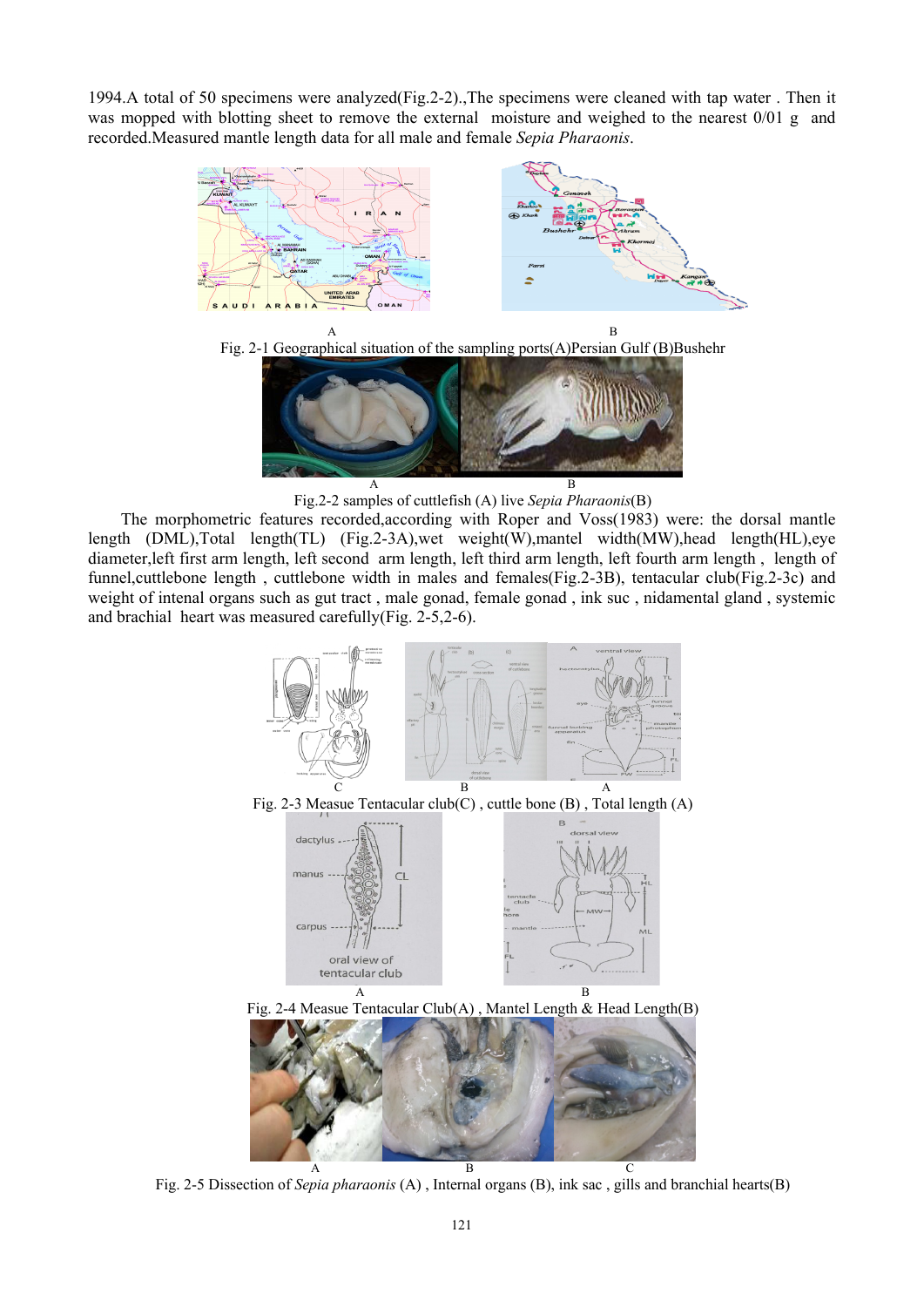1994.A total of 50 specimens were analyzed(Fig.2-2).,The specimens were cleaned with tap water . Then it was mopped with blotting sheet to remove the external moisture and weighed to the nearest 0/01 g and recorded.Measured mantle length data for all male and female *Sepia Pharaonis*.

A B

Fig. 2-1 Geographical situation of the sampling ports(A)Persian Gulf (B)Bushehr

A B

Fig.2-2 samples of cuttlefish (A) live *Sepia Pharaonis*(B)

The morphometric features recorded,according with Roper and Voss(1983) were: the dorsal mantle length (DML),Total length(TL) (Fig.2-3A),wet weight(W),mantel width(MW),head length(HL),eye diameter,left first arm length, left second arm length, left third arm length, left fourth arm length , length of funnel,cuttlebone length , cuttlebone width in males and females(Fig.2-3B), tentacular club(Fig.2-3c) and weight of intenal organs such as gut tract , male gonad, female gonad , ink suc , nidamental gland , systemic and brachial heart was measured carefully(Fig. 2-5,2-6).

C B A

Fig. 2-3 Measue Tentacular club(C) , cuttle bone (B) , Total length (A)

A B

Fig. 2-4 Measue Tentacular Club(A) , Mantel Length & Head Length(B)

A B C

Fig. 2-5 Dissection of *Sepia pharaonis* (A) , Internal organs (B), ink sac , gills and branchial hearts(B)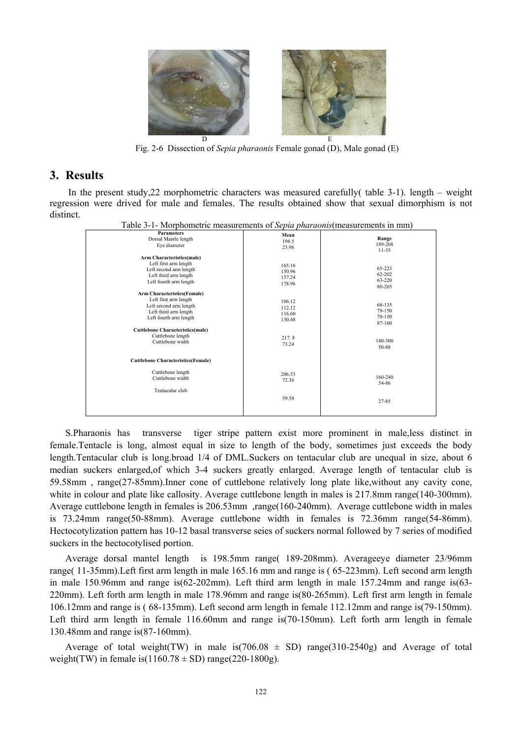D E

Fig. 2-6 Dissection of *Sepia pharaonis* Female gonad (D), Male gonad (E)

## 3. Results

In the present study,22 morphometric characters was measured carefully( table 3-1). length – weight regression were drived for male and females. The results obtained show that sexual dimorphism is not distinct.

Table 3-1- Morphometric measurements of *Sepia pharaonis*(measurements in mm)

| Parameters | Mean | Range |
|---|---|---|
| Dorsal Mantle length | 198.5 | 189-208 |
| Eye diameter | 23.96 | 11-35 |
| **Arm Characteristics(male)** | | |
| Left first arm length | 165.16 | 65-223 |
| Left second arm length | 150.96 | 62-202 |
| Left third arm length | 157.24 | 63-220 |
| Left fourth arm length | 178.96 | 80-265 |
| **Arm Characteristics(Female)** | | |
| Left first arm length | 106.12 | 68-135 |
| Left second arm length | 112.12 | 79-150 |
| Left third arm length | 116.60 | 70-150 |
| Left fourth arm length | 130.48 | 87-160 |
| **Cuttlebone Characteristics(male)** | | |
| Cuttlebone length | 217. 8 | 140-300 |
| Cuttlebone width | 73.24 | 50-88 |
| **Cuttlebone Characteristics(Female)** | | |
| Cuttlebone length | 206.53 | 160-240 |
| Cuttlebone width | 72.36 | 54-86 |
| Tentacular club | 59.58 | 27-85 |

S.Pharaonis has transverse tiger stripe pattern exist more prominent in male,less distinct in female.Tentacle is long, almost equal in size to length of the body, sometimes just exceeds the body length.Tentacular club is long.broad 1/4 of DML.Suckers on tentacular club are unequal in size, about 6 median suckers enlarged,of which 3-4 suckers greatly enlarged. Average length of tentacular club is 59.58mm , range(27-85mm).Inner cone of cuttlebone relatively long plate like,without any cavity cone, white in colour and plate like callosity. Average cuttlebone length in males is 217.8mm range(140-300mm). Average cuttlebone length in females is 206.53mm ,range(160-240mm). Average cuttlebone width in males is 73.24mm range(50-88mm). Average cuttlebone width in females is 72.36mm range(54-86mm). Hectocotylization pattern has 10-12 basal transverse seies of suckers normal followed by 7 series of modified suckers in the hectocotylised portion.

Average dorsal mantel length is 198.5mm range( 189-208mm). Averageeye diameter 23/96mm range( 11-35mm).Left first arm length in male 165.16 mm and range is ( 65-223mm). Left second arm length in male 150.96mm and range is(62-202mm). Left third arm length in male 157.24mm and range is(63-220mm). Left forth arm length in male 178.96mm and range is(80-265mm). Left first arm length in female 106.12mm and range is ( 68-135mm). Left second arm length in female 112.12mm and range is(79-150mm). Left third arm length in female 116.60mm and range is(70-150mm). Left forth arm length in female 130.48mm and range is(87-160mm).

Average of total weight(TW) in male is(706.08 ± SD) range(310-2540g) and Average of total weight(TW) in female is(1160.78 ± SD) range(220-1800g).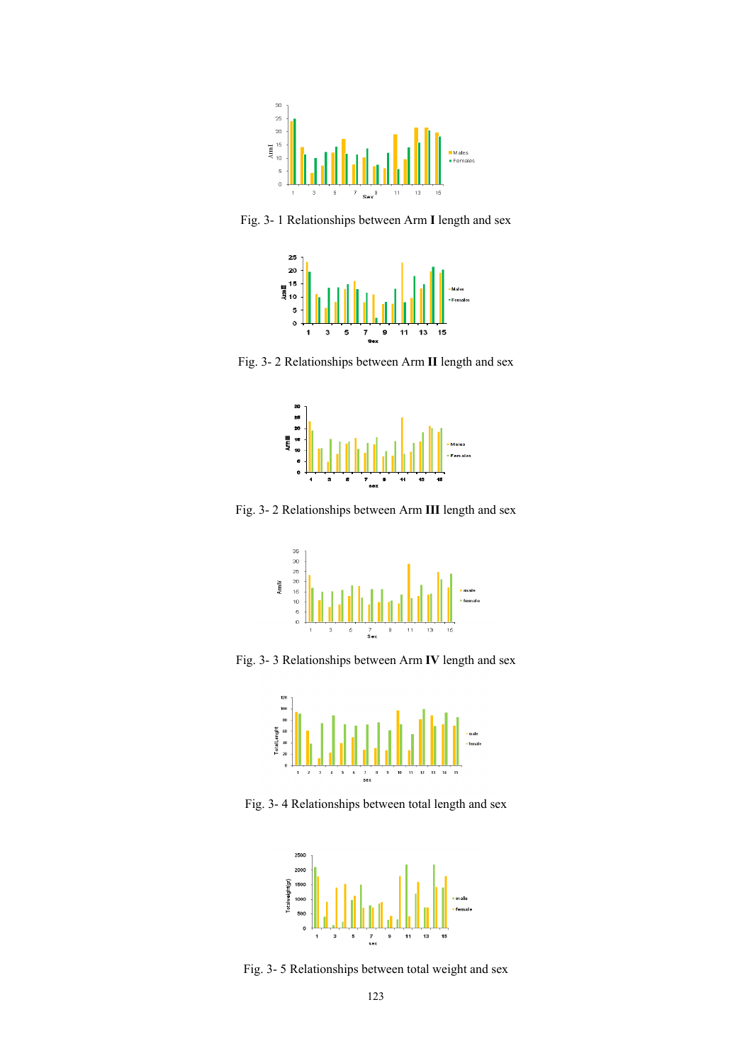Fig. 3- 1 Relationships between Arm **I** length and sex

Fig. 3- 2 Relationships between Arm **II** length and sex

Fig. 3- 2 Relationships between Arm **III** length and sex

Fig. 3- 3 Relationships between Arm **IV** length and sex

Fig. 3- 4 Relationships between total length and sex

Fig. 3- 5 Relationships between total weight and sex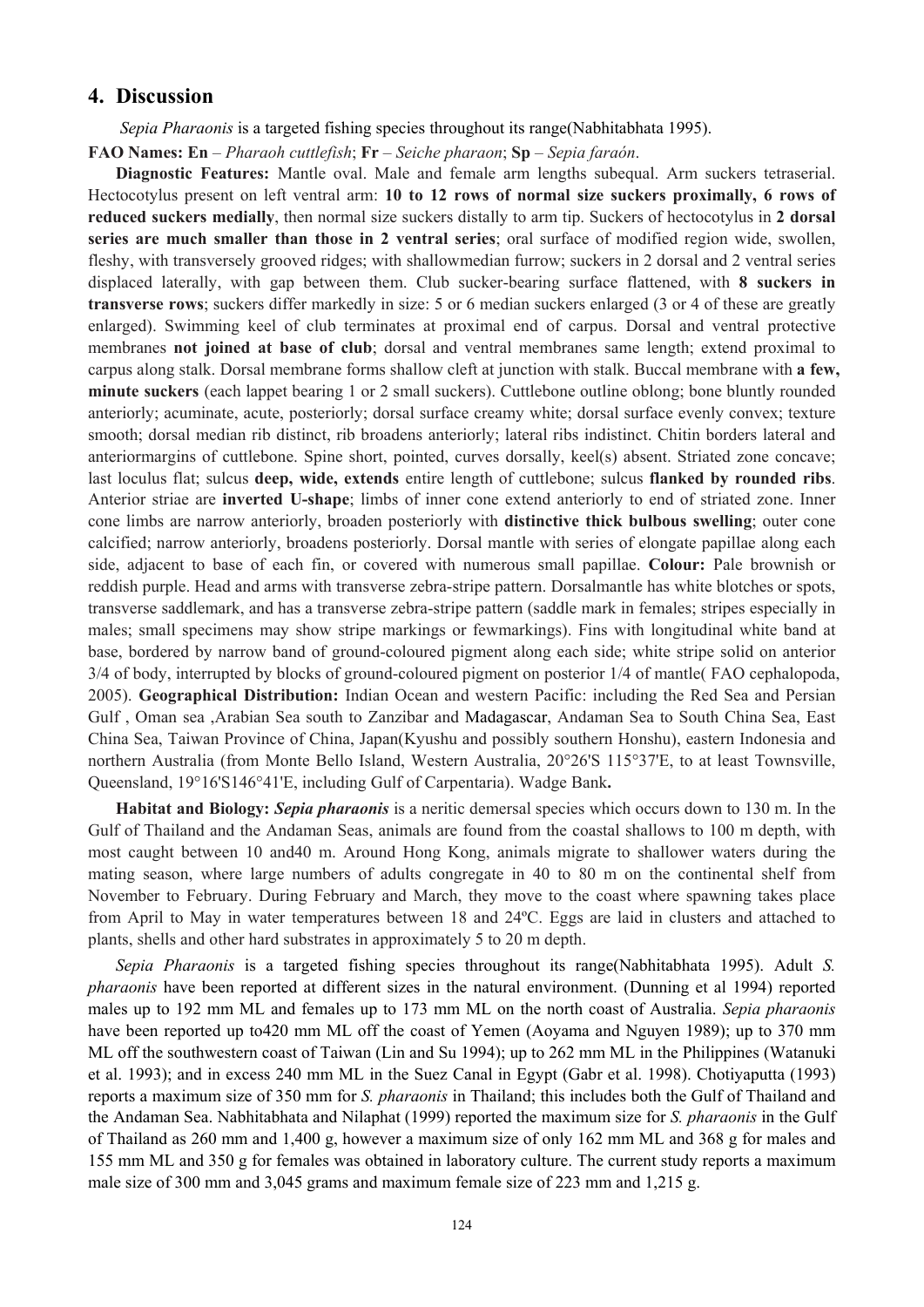## 4. Discussion

*Sepia Pharaonis* is a targeted fishing species throughout its range(Nabhitabhata 1995).

**FAO Names: En** – *Pharaoh cuttlefish*; **Fr** – *Seiche pharaon*; **Sp** – *Sepia faraón*.

**Diagnostic Features:** Mantle oval. Male and female arm lengths subequal. Arm suckers tetraserial. Hectocotylus present on left ventral arm: **10 to 12 rows of normal size suckers proximally, 6 rows of reduced suckers medially**, then normal size suckers distally to arm tip. Suckers of hectocotylus in **2 dorsal series are much smaller than those in 2 ventral series**; oral surface of modified region wide, swollen, fleshy, with transversely grooved ridges; with shallowmedian furrow; suckers in 2 dorsal and 2 ventral series displaced laterally, with gap between them. Club sucker-bearing surface flattened, with **8 suckers in transverse rows**; suckers differ markedly in size: 5 or 6 median suckers enlarged (3 or 4 of these are greatly enlarged). Swimming keel of club terminates at proximal end of carpus. Dorsal and ventral protective membranes **not joined at base of club**; dorsal and ventral membranes same length; extend proximal to carpus along stalk. Dorsal membrane forms shallow cleft at junction with stalk. Buccal membrane with **a few, minute suckers** (each lappet bearing 1 or 2 small suckers). Cuttlebone outline oblong; bone bluntly rounded anteriorly; acuminate, acute, posteriorly; dorsal surface creamy white; dorsal surface evenly convex; texture smooth; dorsal median rib distinct, rib broadens anteriorly; lateral ribs indistinct. Chitin borders lateral and anteriormargins of cuttlebone. Spine short, pointed, curves dorsally, keel(s) absent. Striated zone concave; last loculus flat; sulcus **deep, wide, extends** entire length of cuttlebone; sulcus **flanked by rounded ribs**. Anterior striae are **inverted U-shape**; limbs of inner cone extend anteriorly to end of striated zone. Inner cone limbs are narrow anteriorly, broaden posteriorly with **distinctive thick bulbous swelling**; outer cone calcified; narrow anteriorly, broadens posteriorly. Dorsal mantle with series of elongate papillae along each side, adjacent to base of each fin, or covered with numerous small papillae. **Colour:** Pale brownish or reddish purple. Head and arms with transverse zebra-stripe pattern. Dorsalmantle has white blotches or spots, transverse saddlemark, and has a transverse zebra-stripe pattern (saddle mark in females; stripes especially in males; small specimens may show stripe markings or fewmarkings). Fins with longitudinal white band at base, bordered by narrow band of ground-coloured pigment along each side; white stripe solid on anterior 3/4 of body, interrupted by blocks of ground-coloured pigment on posterior 1/4 of mantle( FAO cephalopoda, 2005). **Geographical Distribution:** Indian Ocean and western Pacific: including the Red Sea and Persian Gulf , Oman sea ,Arabian Sea south to Zanzibar and Madagascar, Andaman Sea to South China Sea, East China Sea, Taiwan Province of China, Japan(Kyushu and possibly southern Honshu), eastern Indonesia and northern Australia (from Monte Bello Island, Western Australia, 20°26'S 115°37'E, to at least Townsville, Queensland, 19°16'S146°41'E, including Gulf of Carpentaria). Wadge Bank**.**

**Habitat and Biology:** ***Sepia pharaonis*** is a neritic demersal species which occurs down to 130 m. In the Gulf of Thailand and the Andaman Seas, animals are found from the coastal shallows to 100 m depth, with most caught between 10 and40 m. Around Hong Kong, animals migrate to shallower waters during the mating season, where large numbers of adults congregate in 40 to 80 m on the continental shelf from November to February. During February and March, they move to the coast where spawning takes place from April to May in water temperatures between 18 and 24ºC. Eggs are laid in clusters and attached to plants, shells and other hard substrates in approximately 5 to 20 m depth.

*Sepia Pharaonis* is a targeted fishing species throughout its range(Nabhitabhata 1995). Adult *S. pharaonis* have been reported at different sizes in the natural environment. (Dunning et al 1994) reported males up to 192 mm ML and females up to 173 mm ML on the north coast of Australia. *Sepia pharaonis* have been reported up to420 mm ML off the coast of Yemen (Aoyama and Nguyen 1989); up to 370 mm ML off the southwestern coast of Taiwan (Lin and Su 1994); up to 262 mm ML in the Philippines (Watanuki et al. 1993); and in excess 240 mm ML in the Suez Canal in Egypt (Gabr et al. 1998). Chotiyaputta (1993) reports a maximum size of 350 mm for *S. pharaonis* in Thailand; this includes both the Gulf of Thailand and the Andaman Sea. Nabhitabhata and Nilaphat (1999) reported the maximum size for *S. pharaonis* in the Gulf of Thailand as 260 mm and 1,400 g, however a maximum size of only 162 mm ML and 368 g for males and 155 mm ML and 350 g for females was obtained in laboratory culture. The current study reports a maximum male size of 300 mm and 3,045 grams and maximum female size of 223 mm and 1,215 g.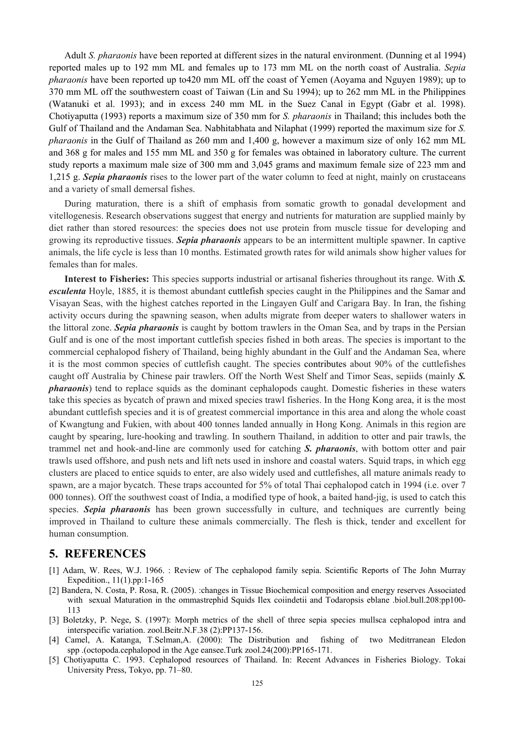Adult *S. pharaonis* have been reported at different sizes in the natural environment. (Dunning et al 1994) reported males up to 192 mm ML and females up to 173 mm ML on the north coast of Australia. *Sepia pharaonis* have been reported up to420 mm ML off the coast of Yemen (Aoyama and Nguyen 1989); up to 370 mm ML off the southwestern coast of Taiwan (Lin and Su 1994); up to 262 mm ML in the Philippines (Watanuki et al. 1993); and in excess 240 mm ML in the Suez Canal in Egypt (Gabr et al. 1998). Chotiyaputta (1993) reports a maximum size of 350 mm for *S. pharaonis* in Thailand; this includes both the Gulf of Thailand and the Andaman Sea. Nabhitabhata and Nilaphat (1999) reported the maximum size for *S. pharaonis* in the Gulf of Thailand as 260 mm and 1,400 g, however a maximum size of only 162 mm ML and 368 g for males and 155 mm ML and 350 g for females was obtained in laboratory culture. The current study reports a maximum male size of 300 mm and 3,045 grams and maximum female size of 223 mm and 1,215 g. ***Sepia pharaonis*** rises to the lower part of the water column to feed at night, mainly on crustaceans and a variety of small demersal fishes.

During maturation, there is a shift of emphasis from somatic growth to gonadal development and vitellogenesis. Research observations suggest that energy and nutrients for maturation are supplied mainly by diet rather than stored resources: the species does not use protein from muscle tissue for developing and growing its reproductive tissues. ***Sepia pharaonis*** appears to be an intermittent multiple spawner. In captive animals, the life cycle is less than 10 months. Estimated growth rates for wild animals show higher values for females than for males.

**Interest to Fisheries:** This species supports industrial or artisanal fisheries throughout its range. With ***S. esculenta*** Hoyle, 1885, it is themost abundant cuttlefish species caught in the Philippines and the Samar and Visayan Seas, with the highest catches reported in the Lingayen Gulf and Carigara Bay. In Iran, the fishing activity occurs during the spawning season, when adults migrate from deeper waters to shallower waters in the littoral zone. ***Sepia pharaonis*** is caught by bottom trawlers in the Oman Sea, and by traps in the Persian Gulf and is one of the most important cuttlefish species fished in both areas. The species is important to the commercial cephalopod fishery of Thailand, being highly abundant in the Gulf and the Andaman Sea, where it is the most common species of cuttlefish caught. The species contributes about 90% of the cuttlefishes caught off Australia by Chinese pair trawlers. Off the North West Shelf and Timor Seas, sepiids (mainly ***S. pharaonis***) tend to replace squids as the dominant cephalopods caught. Domestic fisheries in these waters take this species as bycatch of prawn and mixed species trawl fisheries. In the Hong Kong area, it is the most abundant cuttlefish species and it is of greatest commercial importance in this area and along the whole coast of Kwangtung and Fukien, with about 400 tonnes landed annually in Hong Kong. Animals in this region are caught by spearing, lure-hooking and trawling. In southern Thailand, in addition to otter and pair trawls, the trammel net and hook-and-line are commonly used for catching ***S. pharaonis***, with bottom otter and pair trawls used offshore, and push nets and lift nets used in inshore and coastal waters. Squid traps, in which egg clusters are placed to entice squids to enter, are also widely used and cuttlefishes, all mature animals ready to spawn, are a major bycatch. These traps accounted for 5% of total Thai cephalopod catch in 1994 (i.e. over 7 000 tonnes). Off the southwest coast of India, a modified type of hook, a baited hand-jig, is used to catch this species. ***Sepia pharaonis*** has been grown successfully in culture, and techniques are currently being improved in Thailand to culture these animals commercially. The flesh is thick, tender and excellent for human consumption.

## 5. REFERENCES

[1] Adam, W. Rees, W.J. 1966. : Review of The cephalopod family sepia. Scientific Reports of The John Murray Expedition., 11(1).pp:1-165

[2] Bandera, N. Costa, P. Rosa, R. (2005). :changes in Tissue Biochemical composition and energy reserves Associated with sexual Maturation in the ommastrephid Squids Ilex coiindetii and Todaropsis eblane .biol.bull.208:pp100-113

[3] Boletzky, P. Nege, S. (1997): Morph metrics of the shell of three sepia species mullsca cephalopod intra and interspecific variation. zool.Beitr.N.F.38 (2):PP137-156.

[4] Camel, A. Katanga, T.Selman,A. (2000): The Distribution and fishing of two Meditrranean Eledon spp .(octopoda.cephalopod in the Age eansee.Turk zool.24(200):PP165-171.

[5] Chotiyaputta C. 1993. Cephalopod resources of Thailand. In: Recent Advances in Fisheries Biology. Tokai University Press, Tokyo, pp. 71–80.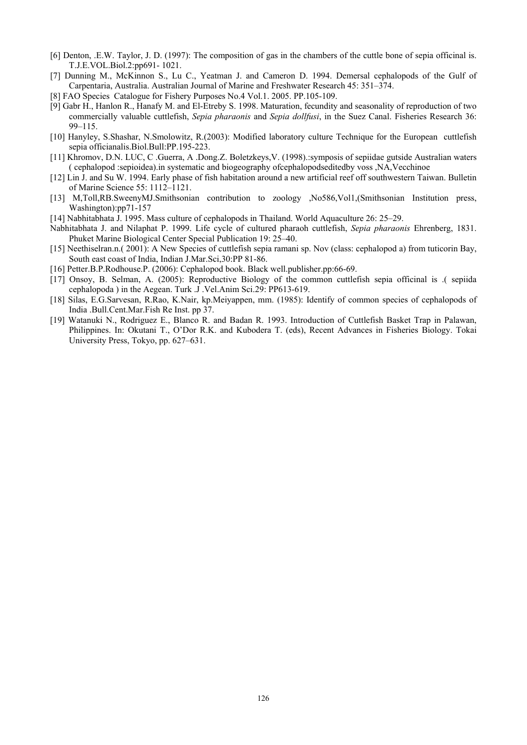[6] Denton, .E.W. Taylor, J. D. (1997): The composition of gas in the chambers of the cuttle bone of sepia officinal is. T.J.E.VOL.Biol.2:pp691- 1021.

[7] Dunning M., McKinnon S., Lu C., Yeatman J. and Cameron D. 1994. Demersal cephalopods of the Gulf of Carpentaria, Australia. Australian Journal of Marine and Freshwater Research 45: 351–374.

[8] FAO Species Catalogue for Fishery Purposes No.4 Vol.1. 2005. PP.105-109.

[9] Gabr H., Hanlon R., Hanafy M. and El-Etreby S. 1998. Maturation, fecundity and seasonality of reproduction of two commercially valuable cuttlefish, *Sepia pharaonis* and *Sepia dollfusi*, in the Suez Canal. Fisheries Research 36: 99–115.

[10] Hanyley, S.Shashar, N.Smolowitz, R.(2003): Modified laboratory culture Technique for the European cuttlefish sepia officianalis.Biol.Bull:PP.195-223.

[11] Khromov, D.N. LUC, C .Guerra, A .Dong.Z. Boletzkeys,V. (1998).:symposis of sepiidae gutside Australian waters ( cephalopod :sepioidea).in systematic and biogeography ofcephalopodseditedby voss ,NA,Vecchinoe

[12] Lin J. and Su W. 1994. Early phase of fish habitation around a new artificial reef off southwestern Taiwan. Bulletin of Marine Science 55: 1112–1121.

[13] M,Toll,RB.SweenyMJ.Smithsonian contribution to zoology ,No586,Vol1,(Smithsonian Institution press, Washington):pp71-157

[14] Nabhitabhata J. 1995. Mass culture of cephalopods in Thailand. World Aquaculture 26: 25–29.

Nabhitabhata J. and Nilaphat P. 1999. Life cycle of cultured pharaoh cuttlefish, *Sepia pharaonis* Ehrenberg, 1831. Phuket Marine Biological Center Special Publication 19: 25–40.

[15] Neethiselran.n.( 2001): A New Species of cuttlefish sepia ramani sp. Nov (class: cephalopod a) from tuticorin Bay, South east coast of India, Indian J.Mar.Sci,30:PP 81-86.

[16] Petter.B.P.Rodhouse.P. (2006): Cephalopod book. Black well.publisher.pp:66-69.

[17] Onsoy, B. Selman, A. (2005): Reproductive Biology of the common cuttlefish sepia officinal is .( sepiida cephalopoda ) in the Aegean. Turk .J .Vel.Anim Sci.29: PP613-619.

[18] Silas, E.G.Sarvesan, R.Rao, K.Nair, kp.Meiyappen, mm. (1985): Identify of common species of cephalopods of India .Bull.Cent.Mar.Fish Re Inst. pp 37.

[19] Watanuki N., Rodriguez E., Blanco R. and Badan R. 1993. Introduction of Cuttlefish Basket Trap in Palawan, Philippines. In: Okutani T., O'Dor R.K. and Kubodera T. (eds), Recent Advances in Fisheries Biology. Tokai University Press, Tokyo, pp. 627–631.